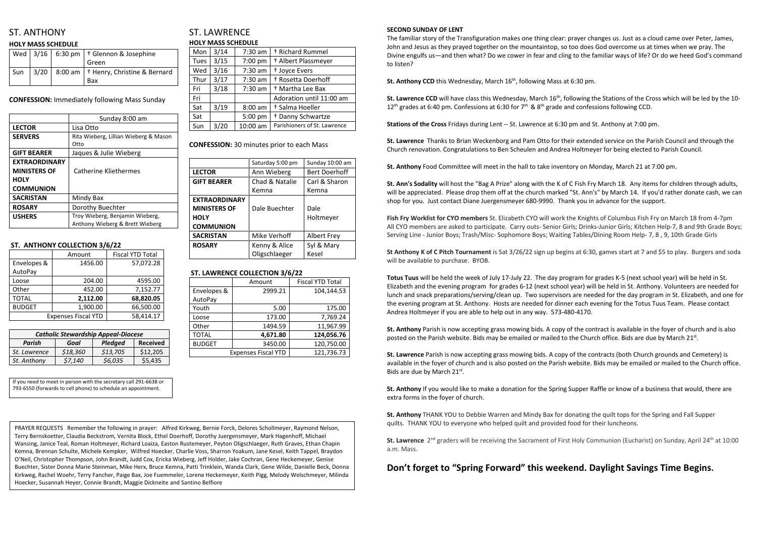# ST. ANTHONY

### HOLY MASS SCHEDULE

| | | | |
|---|---|---|---|
| Wed | 3/16 | 6:30 pm | † Glennon & Josephine Green |
| Sun | 3/20 | 8:00 am | † Henry, Christine & Bernard Bax |

**CONFESSION:** Immediately following Mass Sunday

| | Sunday 8:00 am |
|---|---|
| **LECTOR** | Lisa Otto |
| **SERVERS** | Rita Wieberg, Lillian Wieberg & Mason Otto |
| **GIFT BEARER** | Jaques & Julie Wieberg |
| **EXTRAORDINARY MINISTERS OF HOLY COMMUNION** | Catherine Kliethermes |
| **SACRISTAN** | Mindy Bax |
| **ROSARY** | Dorothy Buechter |
| **USHERS** | Troy Wieberg, Benjamin Wieberg, Anthony Wieberg & Brett Wieberg |

### ST. ANTHONY COLLECTION 3/6/22

| | Amount | Fiscal YTD Total |
|---|---|---|
| Envelopes & AutoPay | 1456.00 | 57,072.28 |
| Loose | 204.00 | 4595.00 |
| Other | 452.00 | 7,152.77 |
| TOTAL | **2,112.00** | **68,820.05** |
| BUDGET | 1,900.00 | 66,500.00 |
| Expenses Fiscal YTD | | 58,414.17 |

| *Catholic Stewardship Appeal-Diocese* | | | |
|---|---|---|---|
| ***Parish*** | ***Goal*** | ***Pledged*** | **Received** |
| *St. Lawrence* | *$18,360* | *$13,705* | $12,205 |
| *St. Anthony* | *$7,140* | *$6,035* | $5,435 |

If you need to meet in person with the secretary call 291-6638 or 793-6550 (forwards to cell phone) to schedule an appointment.

# ST. LAWRENCE

### HOLY MASS SCHEDULE

| | | | |
|---|---|---|---|
| Mon | 3/14 | 7:30 am | † Richard Rummel |
| Tues | 3/15 | 7:00 pm | † Albert Plassmeyer |
| Wed | 3/16 | 7:30 am | † Joyce Evers |
| Thur | 3/17 | 7:30 am | † Rosetta Doerhoff |
| Fri | 3/18 | 7:30 am | † Martha Lee Bax |
| Fri | | | Adoration until 11:00 am |
| Sat | 3/19 | 8:00 am | † Salma Hoeller |
| Sat | | 5:00 pm | † Danny Schwartze |
| Sun | 3/20 | 10:00 am | Parishioners of St. Lawrence |

**CONFESSION:** 30 minutes prior to each Mass

| | Saturday 5:00 pm | Sunday 10:00 am |
|---|---|---|
| **LECTOR** | Ann Wieberg | Bert Doerhoff |
| **GIFT BEARER** | Chad & Natalie Kemna | Carl & Sharon Kemna |
| **EXTRAORDINARY MINISTERS OF HOLY COMMUNION** | Dale Buechter | Dale Holtmeyer |
| **SACRISTAN** | Mike Verhoff | Albert Frey |
| **ROSARY** | Kenny & Alice Oligschlaeger | Syl & Mary Kesel |

### ST. LAWRENCE COLLECTION 3/6/22

| | Amount | Fiscal YTD Total |
|---|---|---|
| Envelopes & AutoPay | 2999.21 | 104,144.53 |
| Youth | 5.00 | 175.00 |
| Loose | 173.00 | 7,769.24 |
| Other | 1494.59 | 11,967.99 |
| TOTAL | **4,671.80** | **124,056.76** |
| BUDGET | 3450.00 | 120,750.00 |
| Expenses Fiscal YTD | | 121,736.73 |

PRAYER REQUESTS Remember the following in prayer: Alfred Kirkweg, Bernie Forck, Delores Schollmeyer, Raymond Nelson, Terry Bernskoetter, Claudia Beckstrom, Vernita Block, Ethel Doerhoff, Dorothy Juergensmeyer, Mark Hagenhoff, Michael Wansing, Janice Teal, Roman Holtmeyer, Richard Loaiza, Easton Rustemeyer, Peyton Oligschlaeger, Ruth Graves, Ethan Chapin Kemna, Brennan Schulte, Michele Kempker, Wilfred Hoecker, Charlie Voss, Sharron Yoakum, Jane Kesel, Keith Tappel, Braydon O'Neil, Christopher Thompson, John Brandt, Judd Cox, Ericka Wieberg, Jeff Holder, Jake Cochran, Gene Heckemeyer, Genise Buechter, Sister Donna Marie Steinman, Mike Herx, Bruce Kemna, Patti Trinklein, Wanda Clark, Gene Wilde, Danielle Beck, Donna Kirkweg, Rachel Woehr, Terry Fancher, Paige Bax, Joe Fuemmeler, Lorene Heckemeyer, Keith Pigg, Melody Welschmeyer, Milinda Hoecker, Susannah Heyer, Connie Brandt, Maggie Dickneite and Santino Belfiore

**SECOND SUNDAY OF LENT**

The familiar story of the Transfiguration makes one thing clear: prayer changes us. Just as a cloud came over Peter, James, John and Jesus as they prayed together on the mountaintop, so too does God overcome us at times when we pray. The Divine engulfs us—and then what? Do we cower in fear and cling to the familiar ways of life? Or do we heed God's command to listen?

**St. Anthony CCD** this Wednesday, March 16th, following Mass at 6:30 pm.

**St. Lawrence CCD** will have class this Wednesday, March 16th, following the Stations of the Cross which will be led by the 10-12th grades at 6:40 pm. Confessions at 6:30 for 7th & 8th grade and confessions following CCD.

**Stations of the Cross** Fridays during Lent -- St. Lawrence at 6:30 pm and St. Anthony at 7:00 pm.

**St. Lawrence** Thanks to Brian Weckenborg and Pam Otto for their extended service on the Parish Council and through the Church renovation. Congratulations to Ben Scheulen and Andrea Holtmeyer for being elected to Parish Council.

**St. Anthony** Food Committee will meet in the hall to take inventory on Monday, March 21 at 7:00 pm.

**St. Ann's Sodality** will host the "Bag A Prize" along with the K of C Fish Fry March 18. Any items for children through adults, will be appreciated. Please drop them off at the church marked "St. Ann's" by March 14. If you'd rather donate cash, we can shop for you. Just contact Diane Juergensmeyer 680-9990. Thank you in advance for the support.

**Fish Fry Worklist for CYO members** St. Elizabeth CYO will work the Knights of Columbus Fish Fry on March 18 from 4-7pm All CYO members are asked to participate. Carry outs- Senior Girls; Drinks-Junior Girls; Kitchen Help-7, 8 and 9th Grade Boys; Serving Line - Junior Boys; Trash/Misc- Sophomore Boys; Waiting Tables/Dining Room Help- 7, 8 , 9, 10th Grade Girls

**St Anthony K of C Pitch Tournament** is Sat 3/26/22 sign up begins at 6:30, games start at 7 and $5 to play. Burgers and soda will be available to purchase. BYOB.

**Totus Tuus** will be held the week of July 17-July 22. The day program for grades K-5 (next school year) will be held in St. Elizabeth and the evening program for grades 6-12 (next school year) will be held in St. Anthony. Volunteers are needed for lunch and snack preparations/serving/clean up. Two supervisors are needed for the day program in St. Elizabeth, and one for the evening program at St. Anthony. Hosts are needed for dinner each evening for the Totus Tuus Team. Please contact Andrea Holtmeyer if you are able to help out in any way. 573-480-4170.

**St. Anthony** Parish is now accepting grass mowing bids. A copy of the contract is available in the foyer of church and is also posted on the Parish website. Bids may be emailed or mailed to the Church office. Bids are due by March 21st.

**St. Lawrence** Parish is now accepting grass mowing bids. A copy of the contracts (both Church grounds and Cemetery) is available in the foyer of church and is also posted on the Parish website. Bids may be emailed or mailed to the Church office. Bids are due by March 21st.

**St. Anthony** If you would like to make a donation for the Spring Supper Raffle or know of a business that would, there are extra forms in the foyer of church.

**St. Anthony** THANK YOU to Debbie Warren and Mindy Bax for donating the quilt tops for the Spring and Fall Supper quilts. THANK YOU to everyone who helped quilt and provided food for their luncheons.

**St. Lawrence** 2nd graders will be receiving the Sacrament of First Holy Communion (Eucharist) on Sunday, April 24th at 10:00 a.m. Mass.

## Don't forget to "Spring Forward" this weekend. Daylight Savings Time Begins.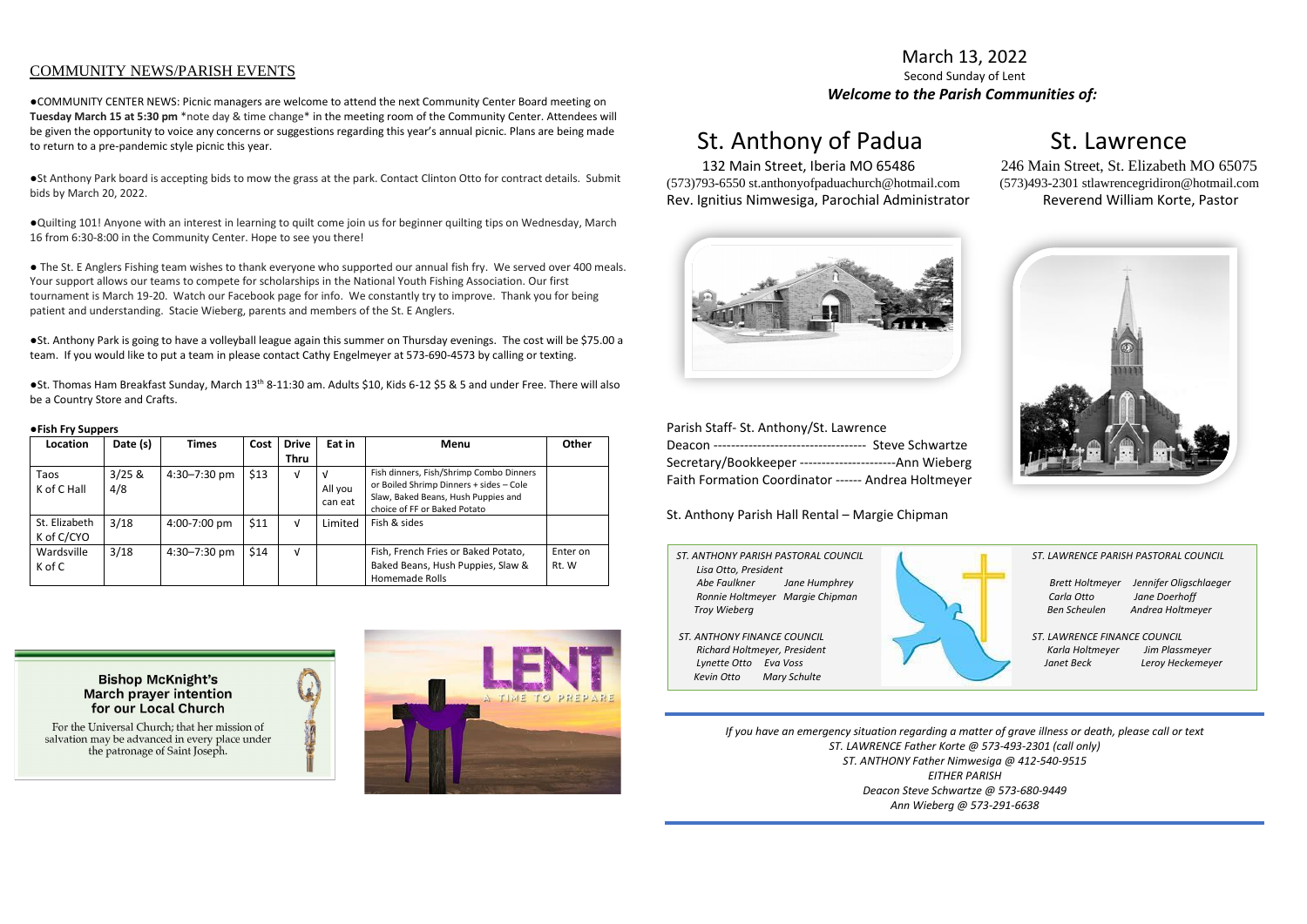## COMMUNITY NEWS/PARISH EVENTS

●COMMUNITY CENTER NEWS: Picnic managers are welcome to attend the next Community Center Board meeting on **Tuesday March 15 at 5:30 pm** *note day & time change* in the meeting room of the Community Center. Attendees will be given the opportunity to voice any concerns or suggestions regarding this year's annual picnic. Plans are being made to return to a pre-pandemic style picnic this year.

●St Anthony Park board is accepting bids to mow the grass at the park. Contact Clinton Otto for contract details. Submit bids by March 20, 2022.

●Quilting 101! Anyone with an interest in learning to quilt come join us for beginner quilting tips on Wednesday, March 16 from 6:30-8:00 in the Community Center. Hope to see you there!

● The St. E Anglers Fishing team wishes to thank everyone who supported our annual fish fry. We served over 400 meals. Your support allows our teams to compete for scholarships in the National Youth Fishing Association. Our first tournament is March 19-20. Watch our Facebook page for info. We constantly try to improve. Thank you for being patient and understanding. Stacie Wieberg, parents and members of the St. E Anglers.

●St. Anthony Park is going to have a volleyball league again this summer on Thursday evenings. The cost will be $75.00 a team. If you would like to put a team in please contact Cathy Engelmeyer at 573-690-4573 by calling or texting.

●St. Thomas Ham Breakfast Sunday, March 13th 8-11:30 am. Adults $10, Kids 6-12 $5 & 5 and under Free. There will also be a Country Store and Crafts.

**●Fish Fry Suppers**

| Location | Date (s) | Times | Cost | Drive Thru | Eat in | Menu | Other |
|---|---|---|---|---|---|---|---|
| Taos K of C Hall | 3/25 & 4/8 | 4:30–7:30 pm | $13 | √ | √ All you can eat | Fish dinners, Fish/Shrimp Combo Dinners or Boiled Shrimp Dinners + sides – Cole Slaw, Baked Beans, Hush Puppies and choice of FF or Baked Potato | |
| St. Elizabeth K of C/CYO | 3/18 | 4:00-7:00 pm | $11 | √ | Limited | Fish & sides | |
| Wardsville K of C | 3/18 | 4:30–7:30 pm | $14 | √ | | Fish, French Fries or Baked Potato, Baked Beans, Hush Puppies, Slaw & Homemade Rolls | Enter on Rt. W |

**Bishop McKnight's March prayer intention for our Local Church**

For the Universal Church; that her mission of salvation may be advanced in every place under the patronage of Saint Joseph.

LENT
A TIME TO PREPARE

March 13, 2022
Second Sunday of Lent
***Welcome to the Parish Communities of:***

# St. Anthony of Padua

132 Main Street, Iberia MO 65486
(573)793-6550 st.anthonyofpaduachurch@hotmail.com
Rev. Ignitius Nimwesiga, Parochial Administrator

# St. Lawrence

246 Main Street, St. Elizabeth MO 65075
(573)493-2301 stlawrencegridiron@hotmail.com
Reverend William Korte, Pastor

Parish Staff- St. Anthony/St. Lawrence
Deacon ----------------------------------- Steve Schwartze
Secretary/Bookkeeper ----------------------Ann Wieberg
Faith Formation Coordinator ------ Andrea Holtmeyer

St. Anthony Parish Hall Rental – Margie Chipman

*ST. ANTHONY PARISH PASTORAL COUNCIL*
*Lisa Otto, President*
*Abe Faulkner Jane Humphrey*
*Ronnie Holtmeyer Margie Chipman*
*Troy Wieberg*

*ST. ANTHONY FINANCE COUNCIL*
*Richard Holtmeyer, President*
*Lynette Otto Eva Voss*
*Kevin Otto Mary Schulte*

*ST. LAWRENCE PARISH PASTORAL COUNCIL*
*Brett Holtmeyer Jennifer Oligschlaeger*
*Carla Otto Jane Doerhoff*
*Ben Scheulen Andrea Holtmeyer*

*ST. LAWRENCE FINANCE COUNCIL*
*Karla Holtmeyer Jim Plassmeyer*
*Janet Beck Leroy Heckemeyer*

*If you have an emergency situation regarding a matter of grave illness or death, please call or text*
*ST. LAWRENCE Father Korte @ 573-493-2301 (call only)*
*ST. ANTHONY Father Nimwesiga @ 412-540-9515*
*EITHER PARISH*
*Deacon Steve Schwartze @ 573-680-9449*
*Ann Wieberg @ 573-291-6638*